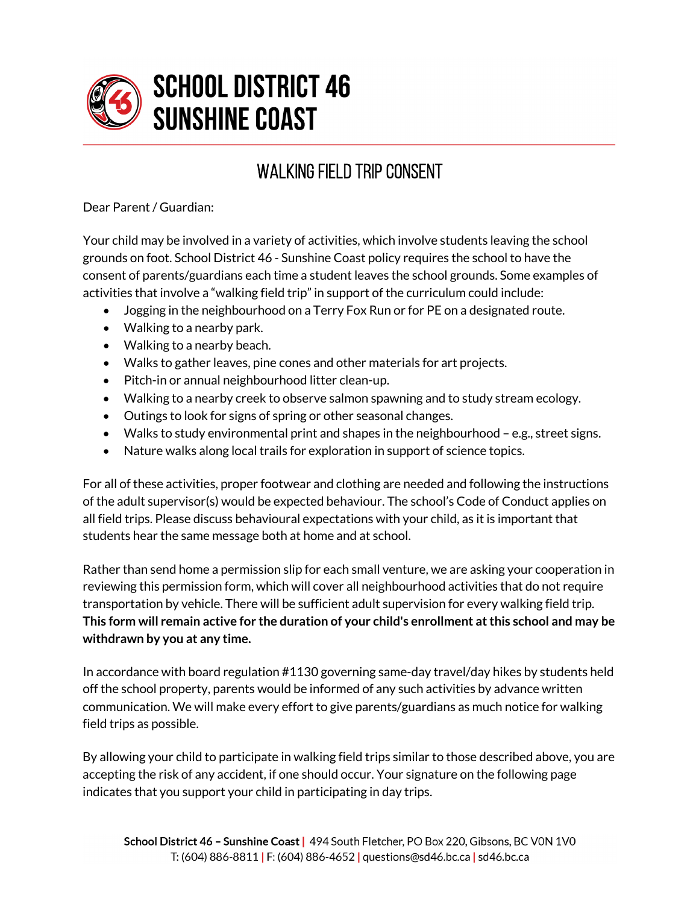# SCHOOL DISTRICT 46 SUNSHINE COAST

## WALKING FIELD TRIP CONSENT

Dear Parent / Guardian:

Your child may be involved in a variety of activities, which involve students leaving the school grounds on foot. School District 46 - Sunshine Coast policy requires the school to have the consent of parents/guardians each time a student leaves the school grounds. Some examples of activities that involve a "walking field trip" in support of the curriculum could include:

- Jogging in the neighbourhood on a Terry Fox Run or for PE on a designated route.
- Walking to a nearby park.
- Walking to a nearby beach.
- Walks to gather leaves, pine cones and other materials for art projects.
- Pitch-in or annual neighbourhood litter clean-up.
- Walking to a nearby creek to observe salmon spawning and to study stream ecology.
- Outings to look for signs of spring or other seasonal changes.
- Walks to study environmental print and shapes in the neighbourhood – e.g., street signs.
- Nature walks along local trails for exploration in support of science topics.

For all of these activities, proper footwear and clothing are needed and following the instructions of the adult supervisor(s) would be expected behaviour. The school's Code of Conduct applies on all field trips. Please discuss behavioural expectations with your child, as it is important that students hear the same message both at home and at school.

Rather than send home a permission slip for each small venture, we are asking your cooperation in reviewing this permission form, which will cover all neighbourhood activities that do not require transportation by vehicle. There will be sufficient adult supervision for every walking field trip. **This form will remain active for the duration of your child's enrollment at this school and may be withdrawn by you at any time.**

In accordance with board regulation #1130 governing same-day travel/day hikes by students held off the school property, parents would be informed of any such activities by advance written communication. We will make every effort to give parents/guardians as much notice for walking field trips as possible.

By allowing your child to participate in walking field trips similar to those described above, you are accepting the risk of any accident, if one should occur. Your signature on the following page indicates that you support your child in participating in day trips.

**School District 46 – Sunshine Coast** | 494 South Fletcher, PO Box 220, Gibsons, BC V0N 1V0
T: (604) 886-8811 | F: (604) 886-4652 | questions@sd46.bc.ca | sd46.bc.ca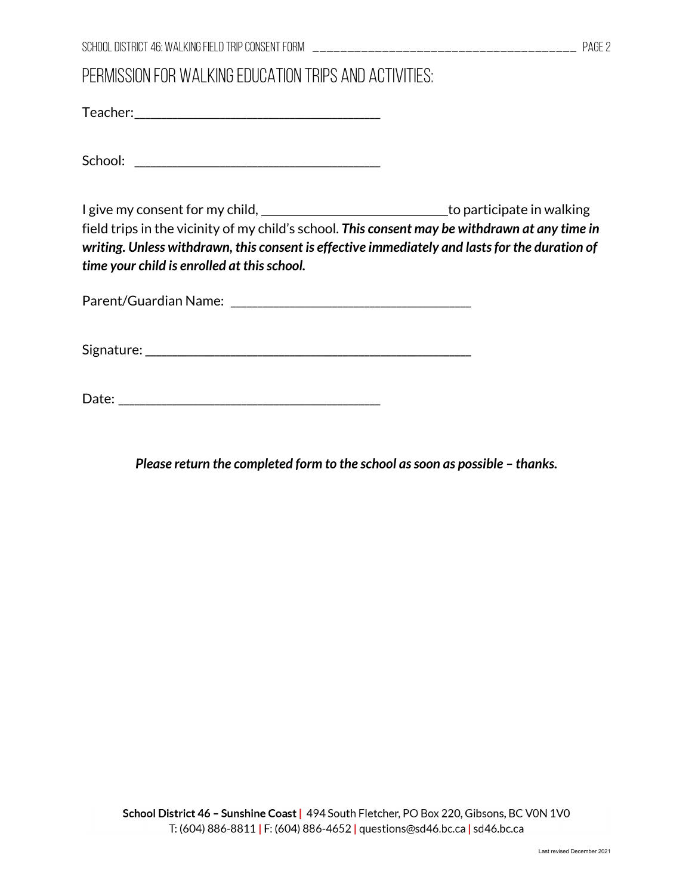# Permission for Walking Education Trips and Activities:

Teacher:_____________________________________

School: _____________________________________

I give my consent for my child, ___________________________to participate in walking field trips in the vicinity of my child's school. ***This consent may be withdrawn at any time in writing. Unless withdrawn, this consent is effective immediately and lasts for the duration of time your child is enrolled at this school.***

Parent/Guardian Name: ___________________________________

Signature: _______________________________________________

Date: ________________________________________

***Please return the completed form to the school as soon as possible – thanks.***

**School District 46 – Sunshine Coast** | 494 South Fletcher, PO Box 220, Gibsons, BC V0N 1V0
T: (604) 886-8811 | F: (604) 886-4652 | questions@sd46.bc.ca | sd46.bc.ca

Last revised December 2021